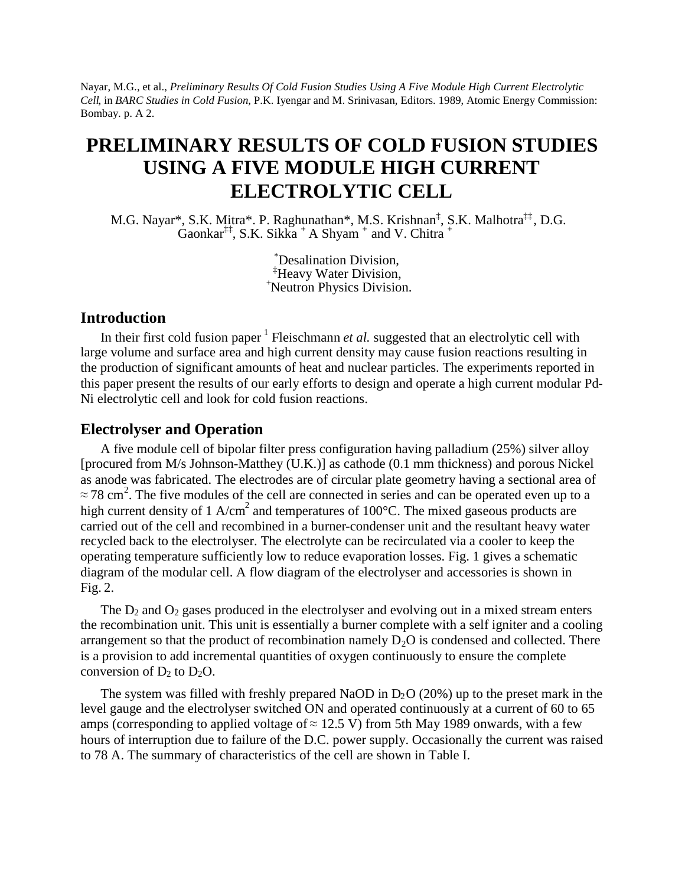Nayar, M.G., et al., *Preliminary Results Of Cold Fusion Studies Using A Five Module High Current Electrolytic Cell,* in *BARC Studies in Cold Fusion*, P.K. Iyengar and M. Srinivasan, Editors. 1989, Atomic Energy Commission: Bombay. p. A 2.

# PRELIMINARY RESULTS OF COLD FUSION STUDIES USING A FIVE MODULE HIGH CURRENT ELECTROLYTIC CELL

M.G. Nayar*, S.K. Mitra*. P. Raghunathan*, M.S. Krishnan[‡], S.K. Malhotra[‡‡], D.G. Gaonkar[‡‡], S.K. Sikka [+] A Shyam [+] and V. Chitra [+]

[*]Desalination Division,
[‡]Heavy Water Division,
[+]Neutron Physics Division.

## Introduction

In their first cold fusion paper [1] Fleischmann *et al.* suggested that an electrolytic cell with large volume and surface area and high current density may cause fusion reactions resulting in the production of significant amounts of heat and nuclear particles. The experiments reported in this paper present the results of our early efforts to design and operate a high current modular Pd-Ni electrolytic cell and look for cold fusion reactions.

## Electrolyser and Operation

A five module cell of bipolar filter press configuration having palladium (25%) silver alloy [procured from M/s Johnson-Matthey (U.K.)] as cathode (0.1 mm thickness) and porous Nickel as anode was fabricated. The electrodes are of circular plate geometry having a sectional area of $\approx 78$ cm$^2$. The five modules of the cell are connected in series and can be operated even up to a high current density of 1 A/cm$^2$ and temperatures of 100°C. The mixed gaseous products are carried out of the cell and recombined in a burner-condenser unit and the resultant heavy water recycled back to the electrolyser. The electrolyte can be recirculated via a cooler to keep the operating temperature sufficiently low to reduce evaporation losses. Fig. 1 gives a schematic diagram of the modular cell. A flow diagram of the electrolyser and accessories is shown in Fig. 2.

The $D_2$ and $O_2$ gases produced in the electrolyser and evolving out in a mixed stream enters the recombination unit. This unit is essentially a burner complete with a self igniter and a cooling arrangement so that the product of recombination namely $D_2O$ is condensed and collected. There is a provision to add incremental quantities of oxygen continuously to ensure the complete conversion of $D_2$ to $D_2O$.

The system was filled with freshly prepared NaOD in $D_2O$ (20%) up to the preset mark in the level gauge and the electrolyser switched ON and operated continuously at a current of 60 to 65 amps (corresponding to applied voltage of $\approx 12.5$ V) from 5th May 1989 onwards, with a few hours of interruption due to failure of the D.C. power supply. Occasionally the current was raised to 78 A. The summary of characteristics of the cell are shown in Table I.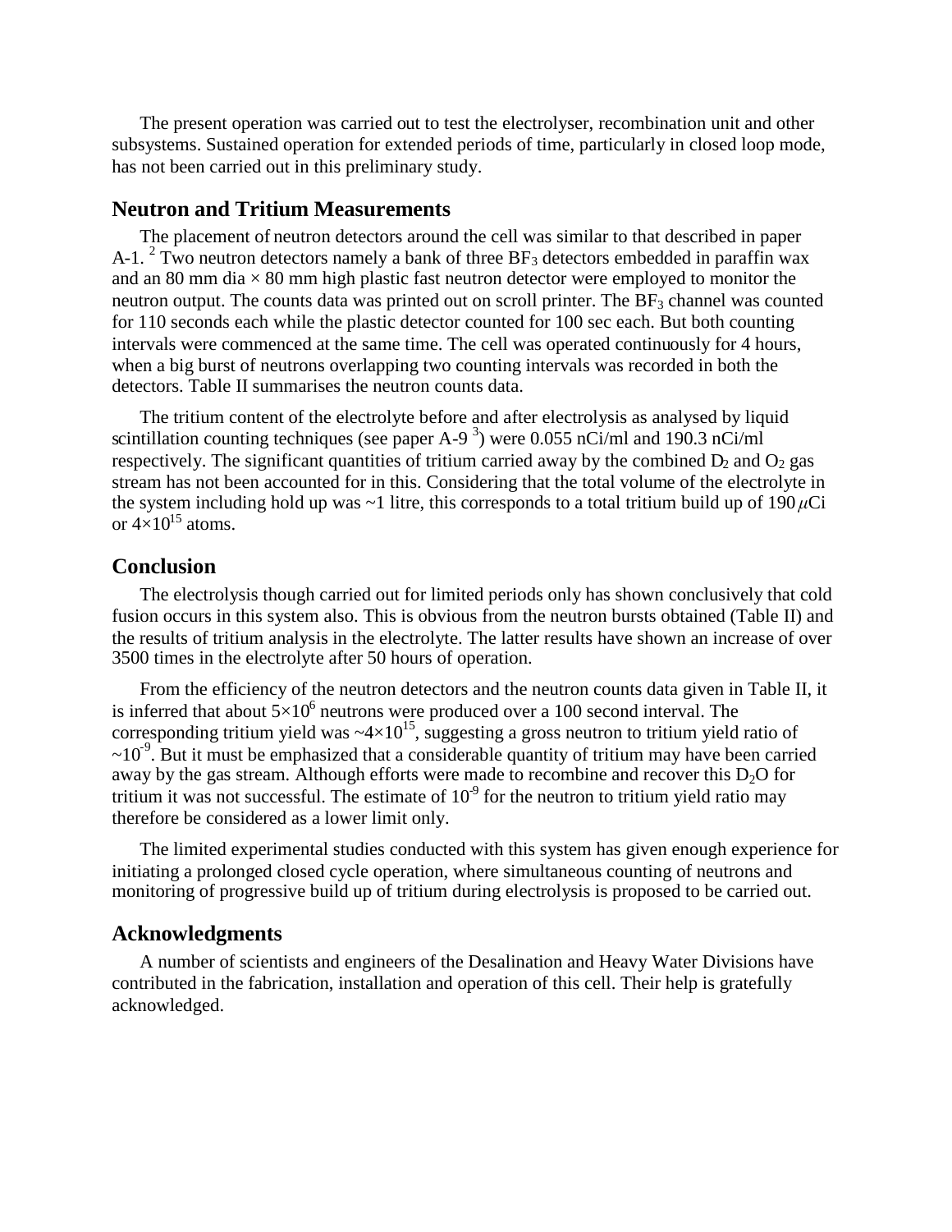The present operation was carried out to test the electrolyser, recombination unit and other subsystems. Sustained operation for extended periods of time, particularly in closed loop mode, has not been carried out in this preliminary study.

## Neutron and Tritium Measurements

The placement of neutron detectors around the cell was similar to that described in paper A-1.[2] Two neutron detectors namely a bank of three $BF_3$ detectors embedded in paraffin wax and an 80 mm dia × 80 mm high plastic fast neutron detector were employed to monitor the neutron output. The counts data was printed out on scroll printer. The $BF_3$ channel was counted for 110 seconds each while the plastic detector counted for 100 sec each. But both counting intervals were commenced at the same time. The cell was operated continuously for 4 hours, when a big burst of neutrons overlapping two counting intervals was recorded in both the detectors. Table II summarises the neutron counts data.

The tritium content of the electrolyte before and after electrolysis as analysed by liquid scintillation counting techniques (see paper A-9 [3]) were 0.055 nCi/ml and 190.3 nCi/ml respectively. The significant quantities of tritium carried away by the combined $D_2$ and $O_2$ gas stream has not been accounted for in this. Considering that the total volume of the electrolyte in the system including hold up was ~1 litre, this corresponds to a total tritium build up of 190 $\mu$Ci or $4\times10^{15}$ atoms.

## Conclusion

The electrolysis though carried out for limited periods only has shown conclusively that cold fusion occurs in this system also. This is obvious from the neutron bursts obtained (Table II) and the results of tritium analysis in the electrolyte. The latter results have shown an increase of over 3500 times in the electrolyte after 50 hours of operation.

From the efficiency of the neutron detectors and the neutron counts data given in Table II, it is inferred that about $5\times10^6$ neutrons were produced over a 100 second interval. The corresponding tritium yield was $\sim4\times10^{15}$, suggesting a gross neutron to tritium yield ratio of $\sim10^{-9}$. But it must be emphasized that a considerable quantity of tritium may have been carried away by the gas stream. Although efforts were made to recombine and recover this $D_2O$ for tritium it was not successful. The estimate of $10^{-9}$ for the neutron to tritium yield ratio may therefore be considered as a lower limit only.

The limited experimental studies conducted with this system has given enough experience for initiating a prolonged closed cycle operation, where simultaneous counting of neutrons and monitoring of progressive build up of tritium during electrolysis is proposed to be carried out.

## Acknowledgments

A number of scientists and engineers of the Desalination and Heavy Water Divisions have contributed in the fabrication, installation and operation of this cell. Their help is gratefully acknowledged.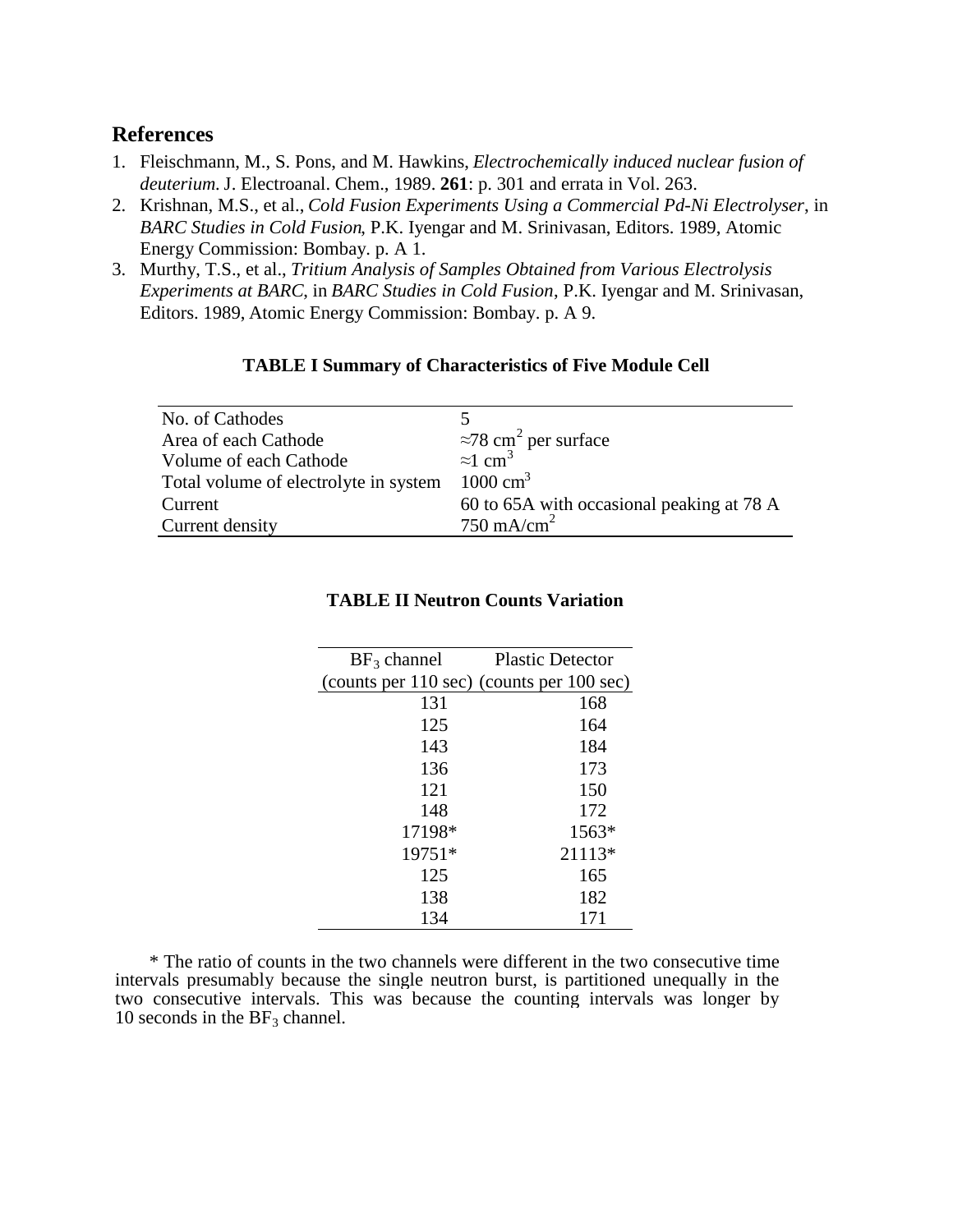## References

1. Fleischmann, M., S. Pons, and M. Hawkins, *Electrochemically induced nuclear fusion of deuterium*. J. Electroanal. Chem., 1989. **261**: p. 301 and errata in Vol. 263.
2. Krishnan, M.S., et al., *Cold Fusion Experiments Using a Commercial Pd-Ni Electrolyser*, in *BARC Studies in Cold Fusion*, P.K. Iyengar and M. Srinivasan, Editors. 1989, Atomic Energy Commission: Bombay. p. A 1.
3. Murthy, T.S., et al., *Tritium Analysis of Samples Obtained from Various Electrolysis Experiments at BARC*, in *BARC Studies in Cold Fusion*, P.K. Iyengar and M. Srinivasan, Editors. 1989, Atomic Energy Commission: Bombay. p. A 9.

**TABLE I Summary of Characteristics of Five Module Cell**

| | |
|---|---|
| No. of Cathodes | 5 |
| Area of each Cathode | $\approx$78 $cm^2$ per surface |
| Volume of each Cathode | $\approx$1 $cm^3$ |
| Total volume of electrolyte in system | 1000 $cm^3$ |
| Current | 60 to 65A with occasional peaking at 78 A |
| Current density | 750 $mA/cm^2$ |

**TABLE II Neutron Counts Variation**

| $BF_3$ channel (counts per 110 sec) | Plastic Detector (counts per 100 sec) |
|---|---|
| 131 | 168 |
| 125 | 164 |
| 143 | 184 |
| 136 | 173 |
| 121 | 150 |
| 148 | 172 |
| 17198* | 1563* |
| 19751* | 21113* |
| 125 | 165 |
| 138 | 182 |
| 134 | 171 |

* The ratio of counts in the two channels were different in the two consecutive time intervals presumably because the single neutron burst, is partitioned unequally in the two consecutive intervals. This was because the counting intervals was longer by 10 seconds in the $BF_3$ channel.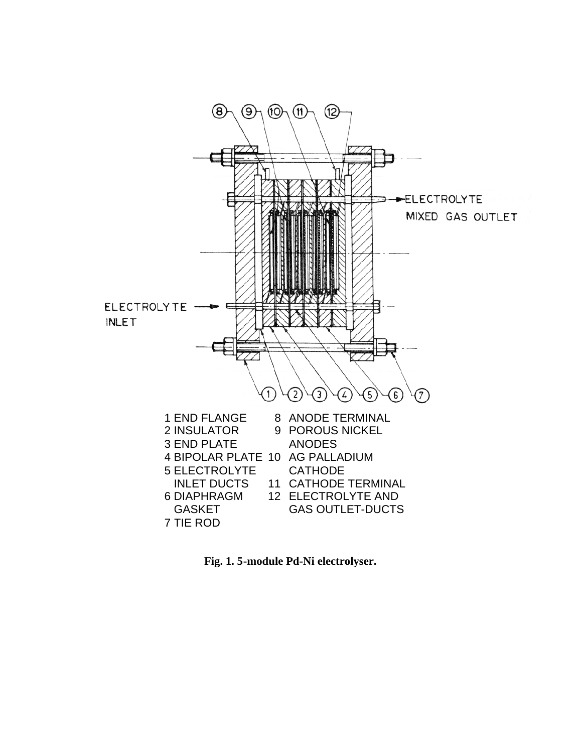ELECTROLYTE MIXED GAS OUTLET

ELECTROLYTE INLET

1 END FLANGE
2 INSULATOR
3 END PLATE
4 BIPOLAR PLATE
5 ELECTROLYTE INLET DUCTS
6 DIAPHRAGM GASKET
7 TIE ROD
8 ANODE TERMINAL
9 POROUS NICKEL ANODES
10 AG PALLADIUM CATHODE
11 CATHODE TERMINAL
12 ELECTROLYTE AND GAS OUTLET-DUCTS

**Fig. 1. 5-module Pd-Ni electrolyser.**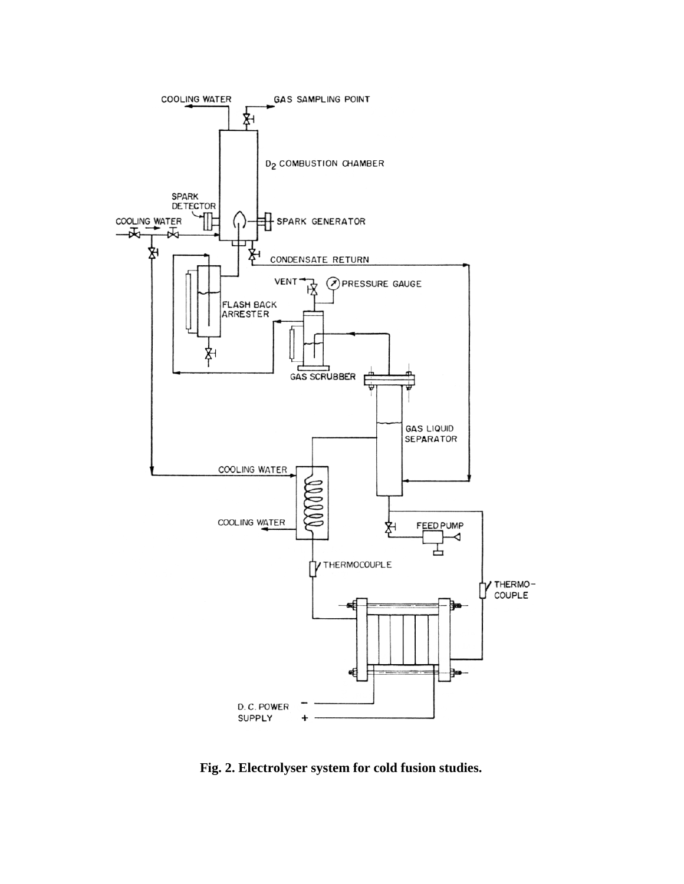COOLING WATER

GAS SAMPLING POINT

$D_2$ COMBUSTION CHAMBER

SPARK DETECTOR

SPARK GENERATOR

COOLING WATER

CONDENSATE RETURN

VENT

PRESSURE GAUGE

FLASH BACK ARRESTER

GAS SCRUBBER

GAS LIQUID SEPARATOR

COOLING WATER

COOLING WATER

FEED PUMP

THERMOCOUPLE

THERMO-COUPLE

D. C. POWER SUPPLY

−

+

**Fig. 2. Electrolyser system for cold fusion studies.**